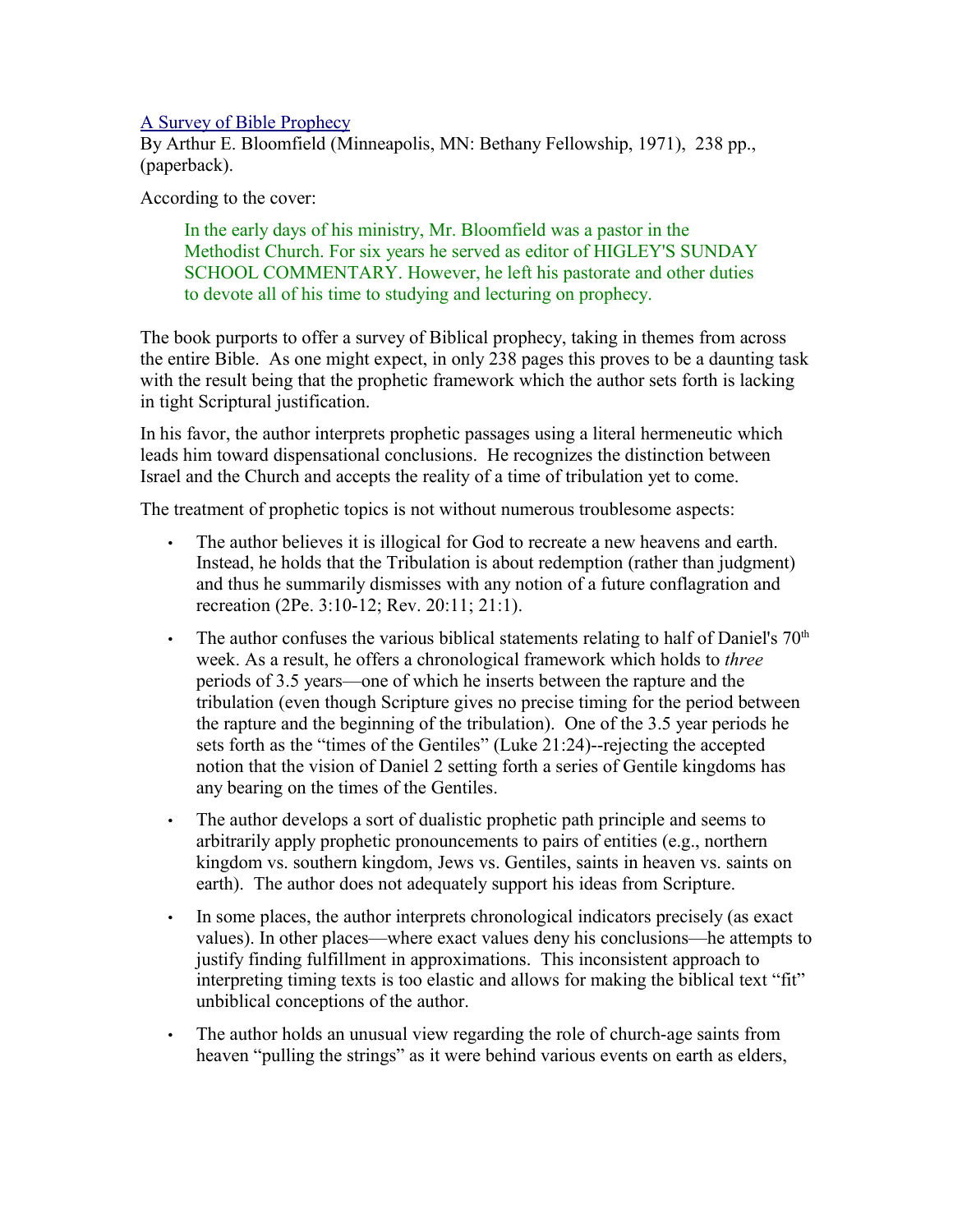[A Survey of Bible Prophecy](#)
By Arthur E. Bloomfield (Minneapolis, MN: Bethany Fellowship, 1971), 238 pp., (paperback).

According to the cover:

> In the early days of his ministry, Mr. Bloomfield was a pastor in the Methodist Church. For six years he served as editor of HIGLEY'S SUNDAY SCHOOL COMMENTARY. However, he left his pastorate and other duties to devote all of his time to studying and lecturing on prophecy.

The book purports to offer a survey of Biblical prophecy, taking in themes from across the entire Bible. As one might expect, in only 238 pages this proves to be a daunting task with the result being that the prophetic framework which the author sets forth is lacking in tight Scriptural justification.

In his favor, the author interprets prophetic passages using a literal hermeneutic which leads him toward dispensational conclusions. He recognizes the distinction between Israel and the Church and accepts the reality of a time of tribulation yet to come.

The treatment of prophetic topics is not without numerous troublesome aspects:

- The author believes it is illogical for God to recreate a new heavens and earth. Instead, he holds that the Tribulation is about redemption (rather than judgment) and thus he summarily dismisses with any notion of a future conflagration and recreation (2Pe. 3:10-12; Rev. 20:11; 21:1).
- The author confuses the various biblical statements relating to half of Daniel's 70th week. As a result, he offers a chronological framework which holds to *three* periods of 3.5 years—one of which he inserts between the rapture and the tribulation (even though Scripture gives no precise timing for the period between the rapture and the beginning of the tribulation). One of the 3.5 year periods he sets forth as the "times of the Gentiles" (Luke 21:24)--rejecting the accepted notion that the vision of Daniel 2 setting forth a series of Gentile kingdoms has any bearing on the times of the Gentiles.
- The author develops a sort of dualistic prophetic path principle and seems to arbitrarily apply prophetic pronouncements to pairs of entities (e.g., northern kingdom vs. southern kingdom, Jews vs. Gentiles, saints in heaven vs. saints on earth). The author does not adequately support his ideas from Scripture.
- In some places, the author interprets chronological indicators precisely (as exact values). In other places—where exact values deny his conclusions—he attempts to justify finding fulfillment in approximations. This inconsistent approach to interpreting timing texts is too elastic and allows for making the biblical text "fit" unbiblical conceptions of the author.
- The author holds an unusual view regarding the role of church-age saints from heaven "pulling the strings" as it were behind various events on earth as elders,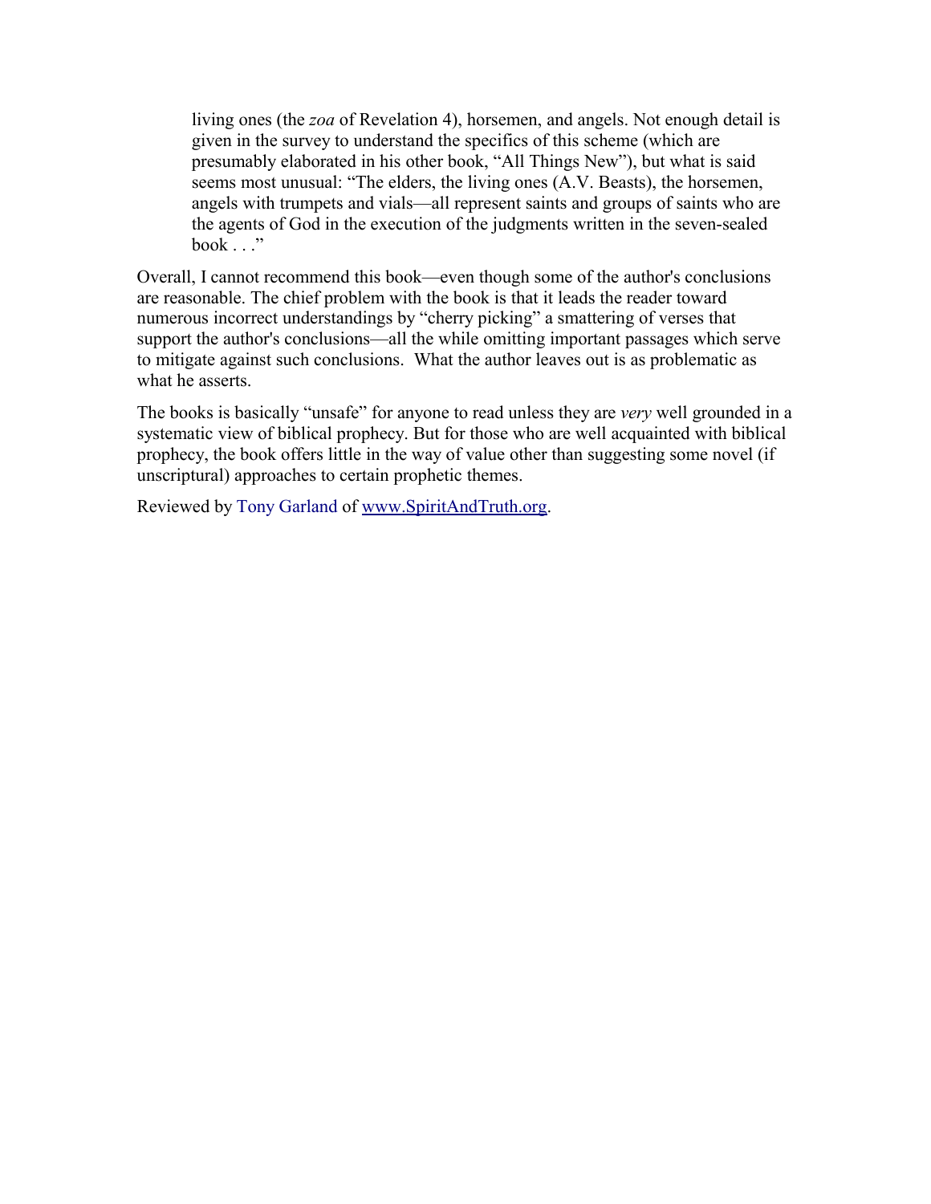> living ones (the *zoa* of Revelation 4), horsemen, and angels. Not enough detail is given in the survey to understand the specifics of this scheme (which are presumably elaborated in his other book, "All Things New"), but what is said seems most unusual: "The elders, the living ones (A.V. Beasts), the horsemen, angels with trumpets and vials—all represent saints and groups of saints who are the agents of God in the execution of the judgments written in the seven-sealed book . . ."

Overall, I cannot recommend this book—even though some of the author's conclusions are reasonable. The chief problem with the book is that it leads the reader toward numerous incorrect understandings by "cherry picking" a smattering of verses that support the author's conclusions—all the while omitting important passages which serve to mitigate against such conclusions. What the author leaves out is as problematic as what he asserts.

The books is basically "unsafe" for anyone to read unless they are *very* well grounded in a systematic view of biblical prophecy. But for those who are well acquainted with biblical prophecy, the book offers little in the way of value other than suggesting some novel (if unscriptural) approaches to certain prophetic themes.

Reviewed by Tony Garland of www.SpiritAndTruth.org.